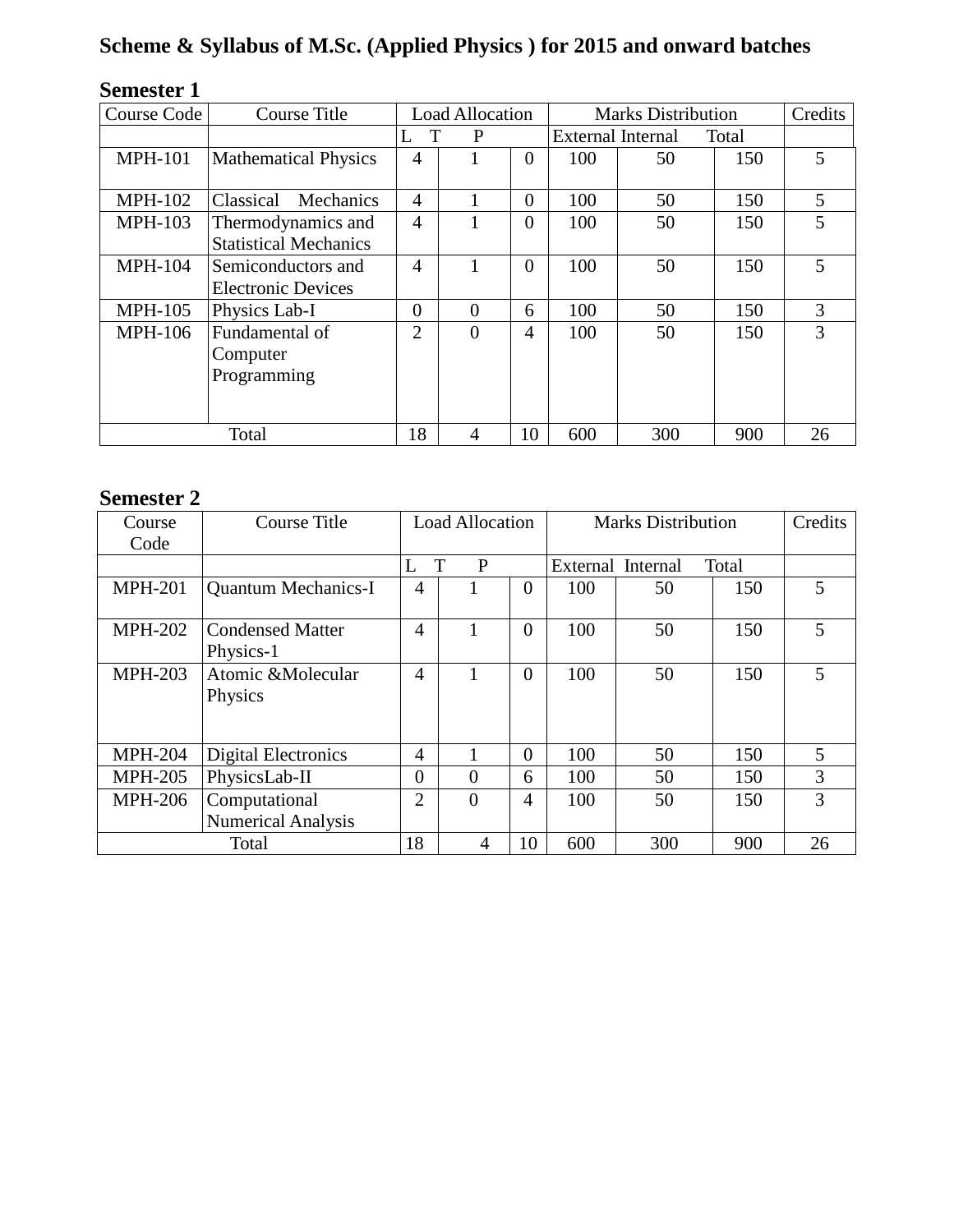**Scheme & Syllabus of M.Sc. (Applied Physics ) for 2015 and onward batches**

**Semester 1**

| Course Code | Course Title | Load Allocation | | | Marks Distribution | | | Credits |
|---|---|---|---|---|---|---|---|---|
| | | L | T | P | External | Internal | Total | |
| MPH-101 | Mathematical Physics | 4 | 1 | 0 | 100 | 50 | 150 | 5 |
| MPH-102 | Classical Mechanics | 4 | 1 | 0 | 100 | 50 | 150 | 5 |
| MPH-103 | Thermodynamics and Statistical Mechanics | 4 | 1 | 0 | 100 | 50 | 150 | 5 |
| MPH-104 | Semiconductors and Electronic Devices | 4 | 1 | 0 | 100 | 50 | 150 | 5 |
| MPH-105 | Physics Lab-I | 0 | 0 | 6 | 100 | 50 | 150 | 3 |
| MPH-106 | Fundamental of Computer Programming | 2 | 0 | 4 | 100 | 50 | 150 | 3 |
| Total | | 18 | 4 | 10 | 600 | 300 | 900 | 26 |

**Semester 2**

| Course Code | Course Title | Load Allocation | | | Marks Distribution | | | Credits |
|---|---|---|---|---|---|---|---|---|
| | | L | T | P | External | Internal | Total | |
| MPH-201 | Quantum Mechanics-I | 4 | 1 | 0 | 100 | 50 | 150 | 5 |
| MPH-202 | Condensed Matter Physics-1 | 4 | 1 | 0 | 100 | 50 | 150 | 5 |
| MPH-203 | Atomic &Molecular Physics | 4 | 1 | 0 | 100 | 50 | 150 | 5 |
| MPH-204 | Digital Electronics | 4 | 1 | 0 | 100 | 50 | 150 | 5 |
| MPH-205 | PhysicsLab-II | 0 | 0 | 6 | 100 | 50 | 150 | 3 |
| MPH-206 | Computational Numerical Analysis | 2 | 0 | 4 | 100 | 50 | 150 | 3 |
| Total | | 18 | 4 | 10 | 600 | 300 | 900 | 26 |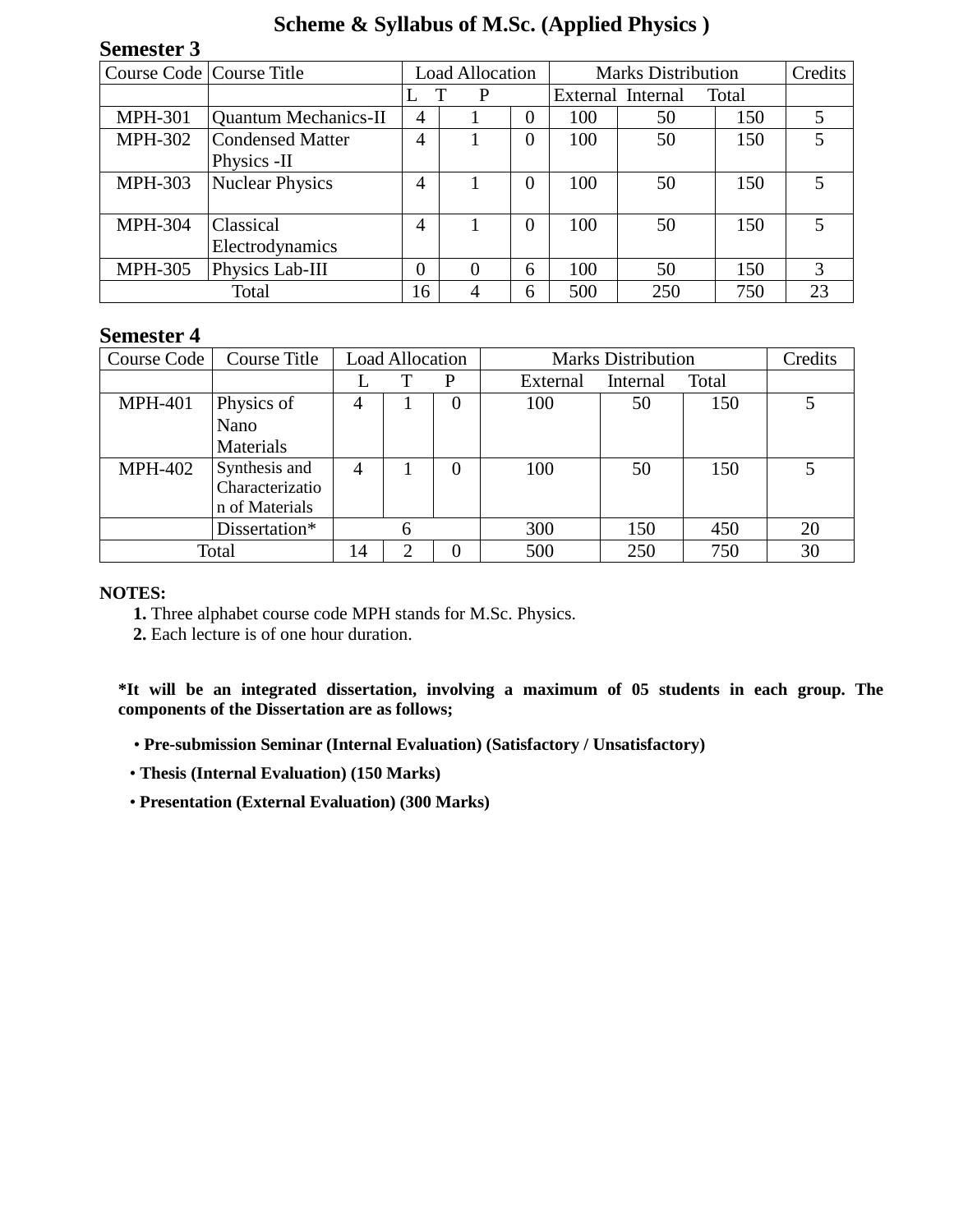# Scheme & Syllabus of M.Sc. (Applied Physics )

## Semester 3

| Course Code | Course Title | Load Allocation | | | Marks Distribution | | | Credits |
|---|---|---|---|---|---|---|---|---|
| | | L | T | P | External | Internal | Total | |
| MPH-301 | Quantum Mechanics-II | 4 | 1 | 0 | 100 | 50 | 150 | 5 |
| MPH-302 | Condensed Matter Physics -II | 4 | 1 | 0 | 100 | 50 | 150 | 5 |
| MPH-303 | Nuclear Physics | 4 | 1 | 0 | 100 | 50 | 150 | 5 |
| MPH-304 | Classical Electrodynamics | 4 | 1 | 0 | 100 | 50 | 150 | 5 |
| MPH-305 | Physics Lab-III | 0 | 0 | 6 | 100 | 50 | 150 | 3 |
| Total | | 16 | 4 | 6 | 500 | 250 | 750 | 23 |

## Semester 4

| Course Code | Course Title | Load Allocation | | | Marks Distribution | | | Credits |
|---|---|---|---|---|---|---|---|---|
| | | L | T | P | External | Internal | Total | |
| MPH-401 | Physics of Nano Materials | 4 | 1 | 0 | 100 | 50 | 150 | 5 |
| MPH-402 | Synthesis and Characterization of Materials | 4 | 1 | 0 | 100 | 50 | 150 | 5 |
| | Dissertation* | 6 | | | 300 | 150 | 450 | 20 |
| Total | | 14 | 2 | 0 | 500 | 250 | 750 | 30 |

**NOTES:**

**1.** Three alphabet course code MPH stands for M.Sc. Physics.

**2.** Each lecture is of one hour duration.

***It will be an integrated dissertation, involving a maximum of 05 students in each group. The components of the Dissertation are as follows;**

- **Pre-submission Seminar (Internal Evaluation) (Satisfactory / Unsatisfactory)**
- **Thesis (Internal Evaluation) (150 Marks)**
- **Presentation (External Evaluation) (300 Marks)**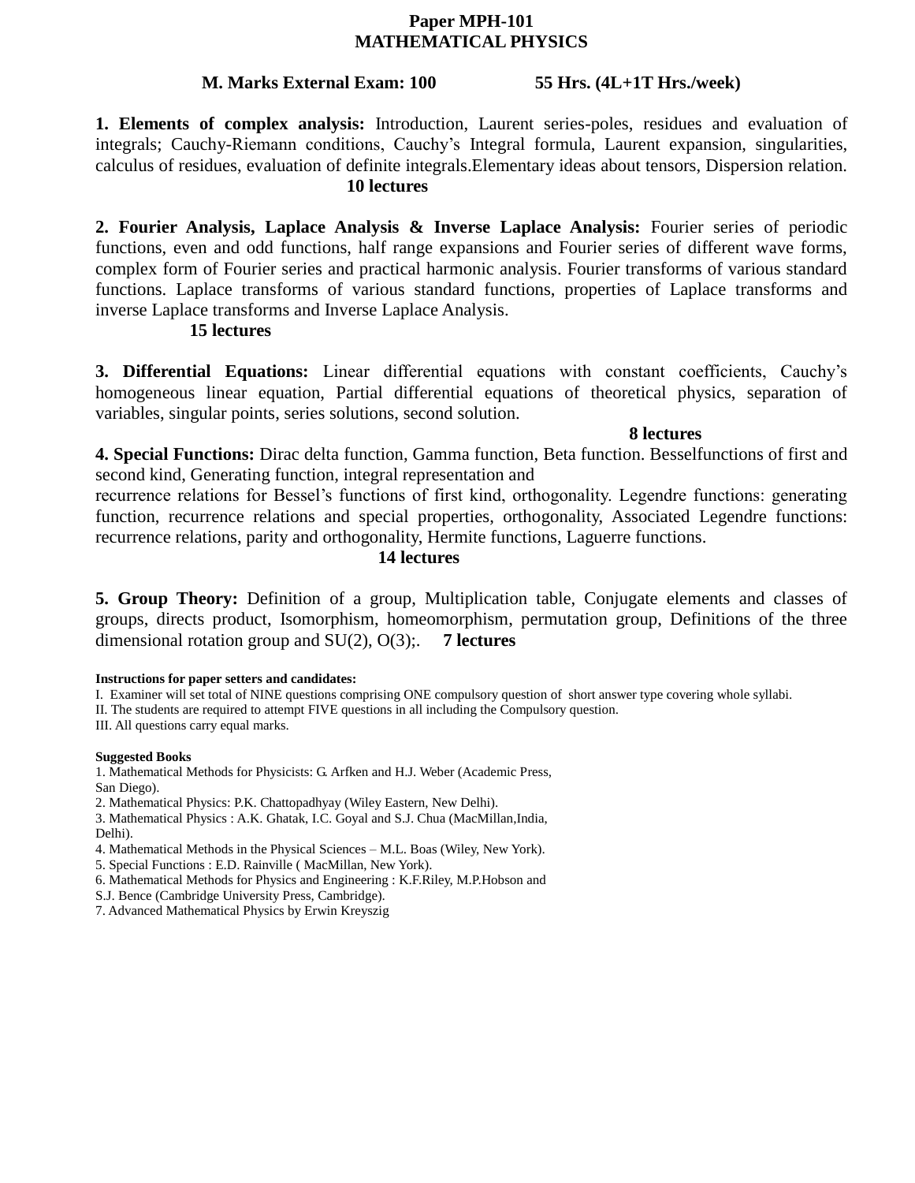# Paper MPH-101
# MATHEMATICAL PHYSICS

**M. Marks External Exam: 100 55 Hrs. (4L+1T Hrs./week)**

**1. Elements of complex analysis:** Introduction, Laurent series-poles, residues and evaluation of integrals; Cauchy-Riemann conditions, Cauchy's Integral formula, Laurent expansion, singularities, calculus of residues, evaluation of definite integrals.Elementary ideas about tensors, Dispersion relation.
**10 lectures**

**2. Fourier Analysis, Laplace Analysis & Inverse Laplace Analysis:** Fourier series of periodic functions, even and odd functions, half range expansions and Fourier series of different wave forms, complex form of Fourier series and practical harmonic analysis. Fourier transforms of various standard functions. Laplace transforms of various standard functions, properties of Laplace transforms and inverse Laplace transforms and Inverse Laplace Analysis.
**15 lectures**

**3. Differential Equations:** Linear differential equations with constant coefficients, Cauchy's homogeneous linear equation, Partial differential equations of theoretical physics, separation of variables, singular points, series solutions, second solution.
**8 lectures**

**4. Special Functions:** Dirac delta function, Gamma function, Beta function. Besselfunctions of first and second kind, Generating function, integral representation and
recurrence relations for Bessel's functions of first kind, orthogonality. Legendre functions: generating function, recurrence relations and special properties, orthogonality, Associated Legendre functions: recurrence relations, parity and orthogonality, Hermite functions, Laguerre functions.
**14 lectures**

**5. Group Theory:** Definition of a group, Multiplication table, Conjugate elements and classes of groups, directs product, Isomorphism, homeomorphism, permutation group, Definitions of the three dimensional rotation group and SU(2), O(3);. **7 lectures**

**Instructions for paper setters and candidates:**

I. Examiner will set total of NINE questions comprising ONE compulsory question of short answer type covering whole syllabi.
II. The students are required to attempt FIVE questions in all including the Compulsory question.
III. All questions carry equal marks.

**Suggested Books**

1. Mathematical Methods for Physicists: G. Arfken and H.J. Weber (Academic Press, San Diego).
2. Mathematical Physics: P.K. Chattopadhyay (Wiley Eastern, New Delhi).
3. Mathematical Physics : A.K. Ghatak, I.C. Goyal and S.J. Chua (MacMillan,India, Delhi).
4. Mathematical Methods in the Physical Sciences – M.L. Boas (Wiley, New York).
5. Special Functions : E.D. Rainville ( MacMillan, New York).
6. Mathematical Methods for Physics and Engineering : K.F.Riley, M.P.Hobson and S.J. Bence (Cambridge University Press, Cambridge).
7. Advanced Mathematical Physics by Erwin Kreyszig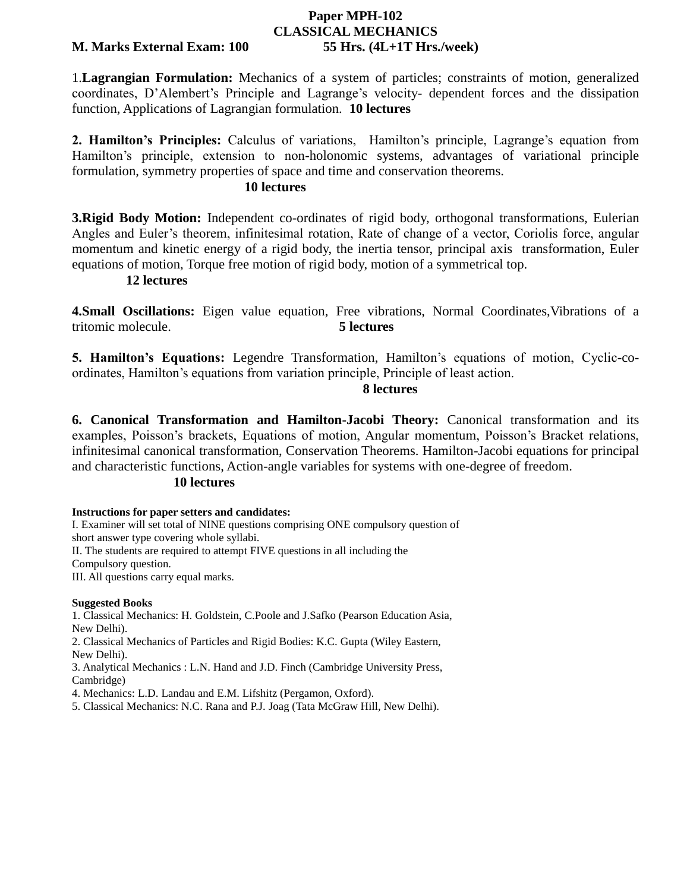# Paper MPH-102

## CLASSICAL MECHANICS

**M. Marks External Exam: 100** **55 Hrs. (4L+1T Hrs./week)**

1.**Lagrangian Formulation:** Mechanics of a system of particles; constraints of motion, generalized coordinates, D'Alembert's Principle and Lagrange's velocity- dependent forces and the dissipation function, Applications of Lagrangian formulation. **10 lectures**

**2. Hamilton's Principles:** Calculus of variations, Hamilton's principle, Lagrange's equation from Hamilton's principle, extension to non-holonomic systems, advantages of variational principle formulation, symmetry properties of space and time and conservation theorems.

**10 lectures**

**3.Rigid Body Motion:** Independent co-ordinates of rigid body, orthogonal transformations, Eulerian Angles and Euler's theorem, infinitesimal rotation, Rate of change of a vector, Coriolis force, angular momentum and kinetic energy of a rigid body, the inertia tensor, principal axis transformation, Euler equations of motion, Torque free motion of rigid body, motion of a symmetrical top.

**12 lectures**

**4.Small Oscillations:** Eigen value equation, Free vibrations, Normal Coordinates,Vibrations of a tritomic molecule. **5 lectures**

**5. Hamilton's Equations:** Legendre Transformation, Hamilton's equations of motion, Cyclic-co-ordinates, Hamilton's equations from variation principle, Principle of least action.

**8 lectures**

**6. Canonical Transformation and Hamilton-Jacobi Theory:** Canonical transformation and its examples, Poisson's brackets, Equations of motion, Angular momentum, Poisson's Bracket relations, infinitesimal canonical transformation, Conservation Theorems. Hamilton-Jacobi equations for principal and characteristic functions, Action-angle variables for systems with one-degree of freedom.

**10 lectures**

**Instructions for paper setters and candidates:**

I. Examiner will set total of NINE questions comprising ONE compulsory question of short answer type covering whole syllabi.
II. The students are required to attempt FIVE questions in all including the Compulsory question.
III. All questions carry equal marks.

**Suggested Books**

1. Classical Mechanics: H. Goldstein, C.Poole and J.Safko (Pearson Education Asia, New Delhi).
2. Classical Mechanics of Particles and Rigid Bodies: K.C. Gupta (Wiley Eastern, New Delhi).
3. Analytical Mechanics : L.N. Hand and J.D. Finch (Cambridge University Press, Cambridge)
4. Mechanics: L.D. Landau and E.M. Lifshitz (Pergamon, Oxford).
5. Classical Mechanics: N.C. Rana and P.J. Joag (Tata McGraw Hill, New Delhi).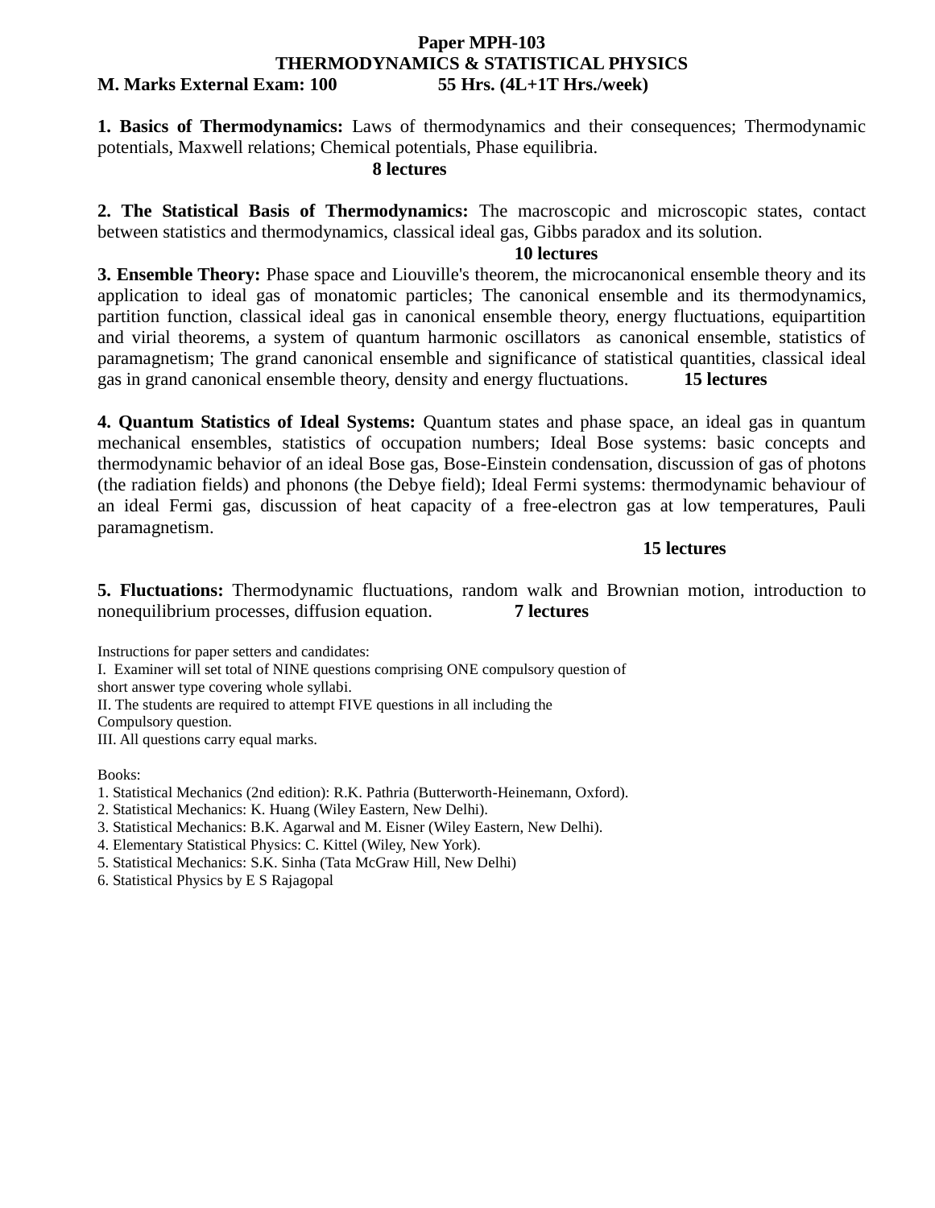**Paper MPH-103**

**THERMODYNAMICS & STATISTICAL PHYSICS**

**M. Marks External Exam: 100 55 Hrs. (4L+1T Hrs./week)**

**1. Basics of Thermodynamics:** Laws of thermodynamics and their consequences; Thermodynamic potentials, Maxwell relations; Chemical potentials, Phase equilibria.

**8 lectures**

**2. The Statistical Basis of Thermodynamics:** The macroscopic and microscopic states, contact between statistics and thermodynamics, classical ideal gas, Gibbs paradox and its solution.

**10 lectures**

**3. Ensemble Theory:** Phase space and Liouville's theorem, the microcanonical ensemble theory and its application to ideal gas of monatomic particles; The canonical ensemble and its thermodynamics, partition function, classical ideal gas in canonical ensemble theory, energy fluctuations, equipartition and virial theorems, a system of quantum harmonic oscillators as canonical ensemble, statistics of paramagnetism; The grand canonical ensemble and significance of statistical quantities, classical ideal gas in grand canonical ensemble theory, density and energy fluctuations. **15 lectures**

**4. Quantum Statistics of Ideal Systems:** Quantum states and phase space, an ideal gas in quantum mechanical ensembles, statistics of occupation numbers; Ideal Bose systems: basic concepts and thermodynamic behavior of an ideal Bose gas, Bose-Einstein condensation, discussion of gas of photons (the radiation fields) and phonons (the Debye field); Ideal Fermi systems: thermodynamic behaviour of an ideal Fermi gas, discussion of heat capacity of a free-electron gas at low temperatures, Pauli paramagnetism.

**15 lectures**

**5. Fluctuations:** Thermodynamic fluctuations, random walk and Brownian motion, introduction to nonequilibrium processes, diffusion equation. **7 lectures**

Instructions for paper setters and candidates:

I. Examiner will set total of NINE questions comprising ONE compulsory question of short answer type covering whole syllabi.

II. The students are required to attempt FIVE questions in all including the Compulsory question.

III. All questions carry equal marks.

Books:

1. Statistical Mechanics (2nd edition): R.K. Pathria (Butterworth-Heinemann, Oxford).
2. Statistical Mechanics: K. Huang (Wiley Eastern, New Delhi).
3. Statistical Mechanics: B.K. Agarwal and M. Eisner (Wiley Eastern, New Delhi).
4. Elementary Statistical Physics: C. Kittel (Wiley, New York).
5. Statistical Mechanics: S.K. Sinha (Tata McGraw Hill, New Delhi)
6. Statistical Physics by E S Rajagopal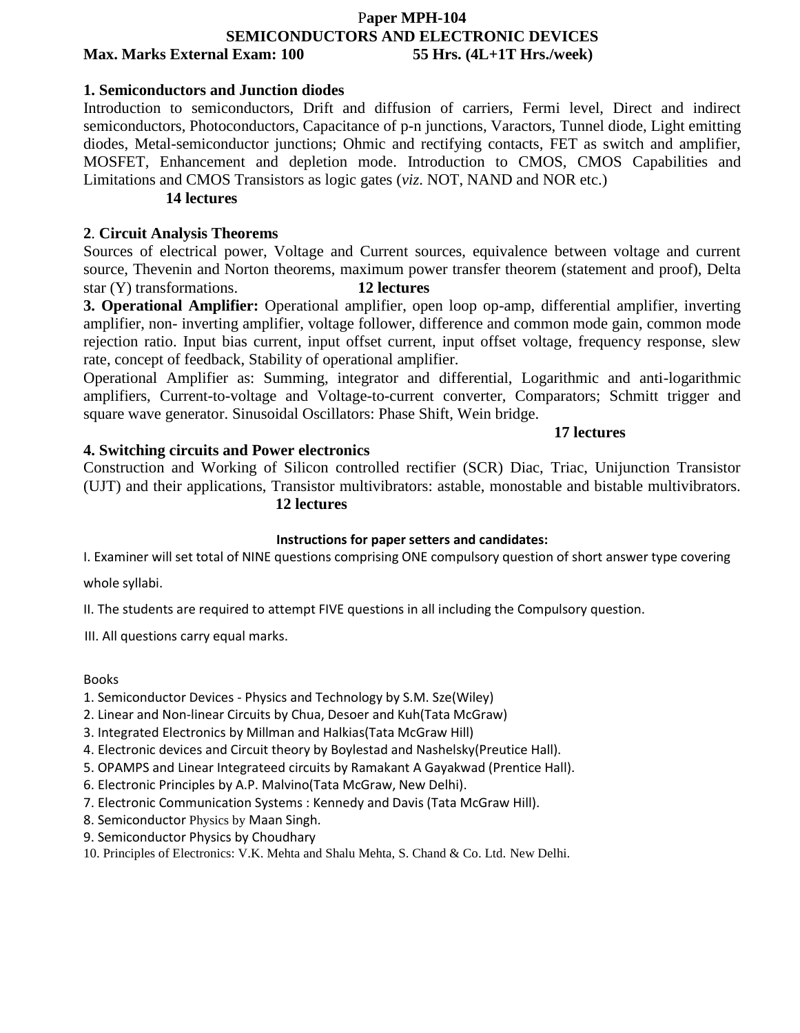# Paper MPH-104
## SEMICONDUCTORS AND ELECTRONIC DEVICES

**Max. Marks External Exam: 100** **55 Hrs. (4L+1T Hrs./week)**

### 1. Semiconductors and Junction diodes

Introduction to semiconductors, Drift and diffusion of carriers, Fermi level, Direct and indirect semiconductors, Photoconductors, Capacitance of p-n junctions, Varactors, Tunnel diode, Light emitting diodes, Metal-semiconductor junctions; Ohmic and rectifying contacts, FET as switch and amplifier, MOSFET, Enhancement and depletion mode. Introduction to CMOS, CMOS Capabilities and Limitations and CMOS Transistors as logic gates (*viz*. NOT, NAND and NOR etc.)

**14 lectures**

### 2. Circuit Analysis Theorems

Sources of electrical power, Voltage and Current sources, equivalence between voltage and current source, Thevenin and Norton theorems, maximum power transfer theorem (statement and proof), Delta star (Y) transformations. **12 lectures**

**3. Operational Amplifier:** Operational amplifier, open loop op-amp, differential amplifier, inverting amplifier, non- inverting amplifier, voltage follower, difference and common mode gain, common mode rejection ratio. Input bias current, input offset current, input offset voltage, frequency response, slew rate, concept of feedback, Stability of operational amplifier.

Operational Amplifier as: Summing, integrator and differential, Logarithmic and anti-logarithmic amplifiers, Current-to-voltage and Voltage-to-current converter, Comparators; Schmitt trigger and square wave generator. Sinusoidal Oscillators: Phase Shift, Wein bridge.

**17 lectures**

### 4. Switching circuits and Power electronics

Construction and Working of Silicon controlled rectifier (SCR) Diac, Triac, Unijunction Transistor (UJT) and their applications, Transistor multivibrators: astable, monostable and bistable multivibrators.

**12 lectures**

**Instructions for paper setters and candidates:**

I. Examiner will set total of NINE questions comprising ONE compulsory question of short answer type covering whole syllabi.

II. The students are required to attempt FIVE questions in all including the Compulsory question.

III. All questions carry equal marks.

Books

1. Semiconductor Devices - Physics and Technology by S.M. Sze(Wiley)
2. Linear and Non-linear Circuits by Chua, Desoer and Kuh(Tata McGraw)
3. Integrated Electronics by Millman and Halkias(Tata McGraw Hill)
4. Electronic devices and Circuit theory by Boylestad and Nashelsky(Preutice Hall).
5. OPAMPS and Linear Integrateed circuits by Ramakant A Gayakwad (Prentice Hall).
6. Electronic Principles by A.P. Malvino(Tata McGraw, New Delhi).
7. Electronic Communication Systems : Kennedy and Davis (Tata McGraw Hill).
8. Semiconductor Physics by Maan Singh.
9. Semiconductor Physics by Choudhary
10. Principles of Electronics: V.K. Mehta and Shalu Mehta, S. Chand & Co. Ltd. New Delhi.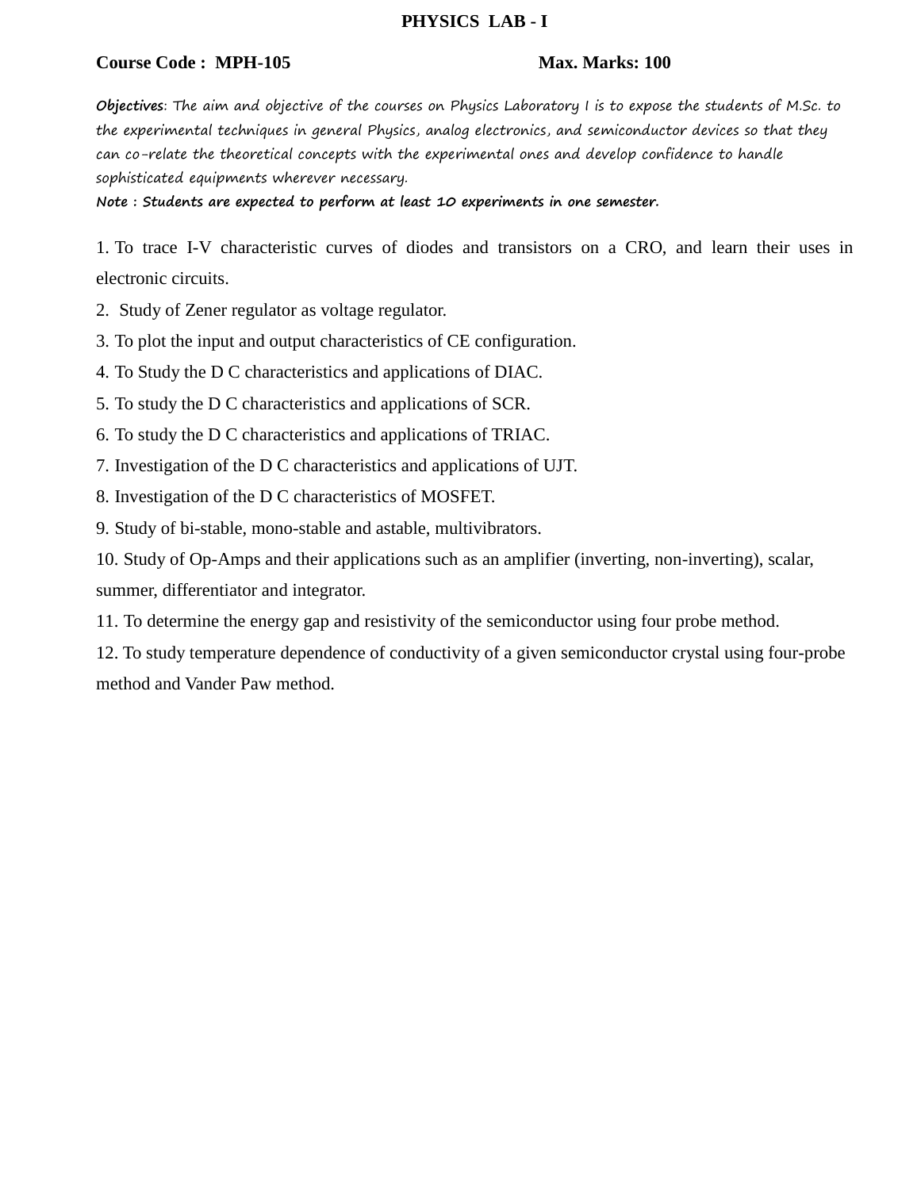# PHYSICS LAB - I

**Course Code : MPH-105** **Max. Marks: 100**

**Objectives**: The aim and objective of the courses on Physics Laboratory I is to expose the students of M.Sc. to the experimental techniques in general Physics, analog electronics, and semiconductor devices so that they can co-relate the theoretical concepts with the experimental ones and develop confidence to handle sophisticated equipments wherever necessary.

**Note : Students are expected to perform at least 10 experiments in one semester.**

1. To trace I-V characteristic curves of diodes and transistors on a CRO, and learn their uses in electronic circuits.
2. Study of Zener regulator as voltage regulator.
3. To plot the input and output characteristics of CE configuration.
4. To Study the D C characteristics and applications of DIAC.
5. To study the D C characteristics and applications of SCR.
6. To study the D C characteristics and applications of TRIAC.
7. Investigation of the D C characteristics and applications of UJT.
8. Investigation of the D C characteristics of MOSFET.
9. Study of bi-stable, mono-stable and astable, multivibrators.
10. Study of Op-Amps and their applications such as an amplifier (inverting, non-inverting), scalar, summer, differentiator and integrator.
11. To determine the energy gap and resistivity of the semiconductor using four probe method.
12. To study temperature dependence of conductivity of a given semiconductor crystal using four-probe method and Vander Paw method.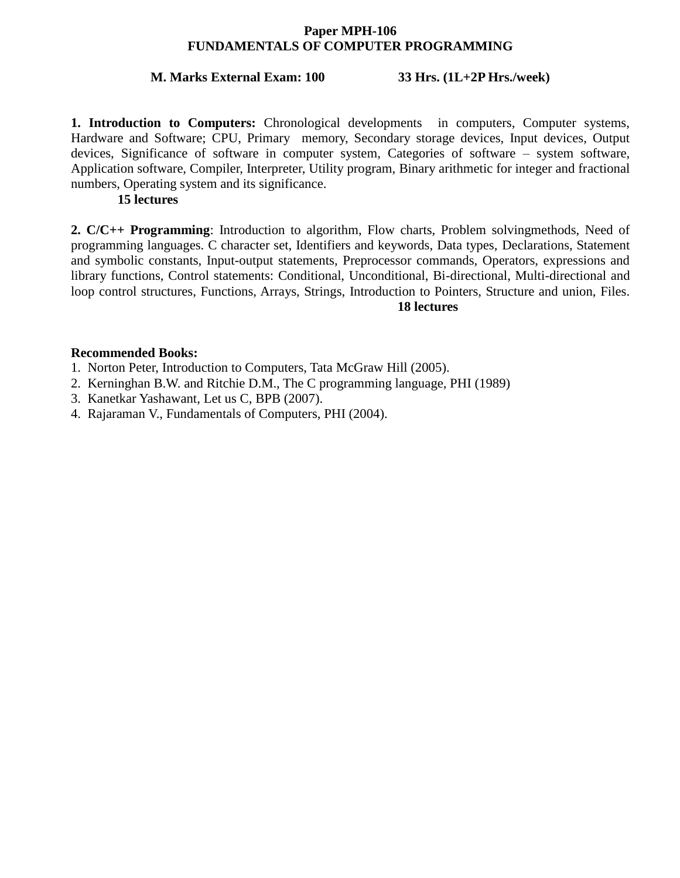**Paper MPH-106**
**FUNDAMENTALS OF COMPUTER PROGRAMMING**

**M. Marks External Exam: 100 33 Hrs. (1L+2P Hrs./week)**

**1. Introduction to Computers:** Chronological developments in computers, Computer systems, Hardware and Software; CPU, Primary memory, Secondary storage devices, Input devices, Output devices, Significance of software in computer system, Categories of software – system software, Application software, Compiler, Interpreter, Utility program, Binary arithmetic for integer and fractional numbers, Operating system and its significance.
**15 lectures**

**2. C/C++ Programming**: Introduction to algorithm, Flow charts, Problem solvingmethods, Need of programming languages. C character set, Identifiers and keywords, Data types, Declarations, Statement and symbolic constants, Input-output statements, Preprocessor commands, Operators, expressions and library functions, Control statements: Conditional, Unconditional, Bi-directional, Multi-directional and loop control structures, Functions, Arrays, Strings, Introduction to Pointers, Structure and union, Files.
**18 lectures**

**Recommended Books:**

1. Norton Peter, Introduction to Computers, Tata McGraw Hill (2005).
2. Kerninghan B.W. and Ritchie D.M., The C programming language, PHI (1989)
3. Kanetkar Yashawant, Let us C, BPB (2007).
4. Rajaraman V., Fundamentals of Computers, PHI (2004).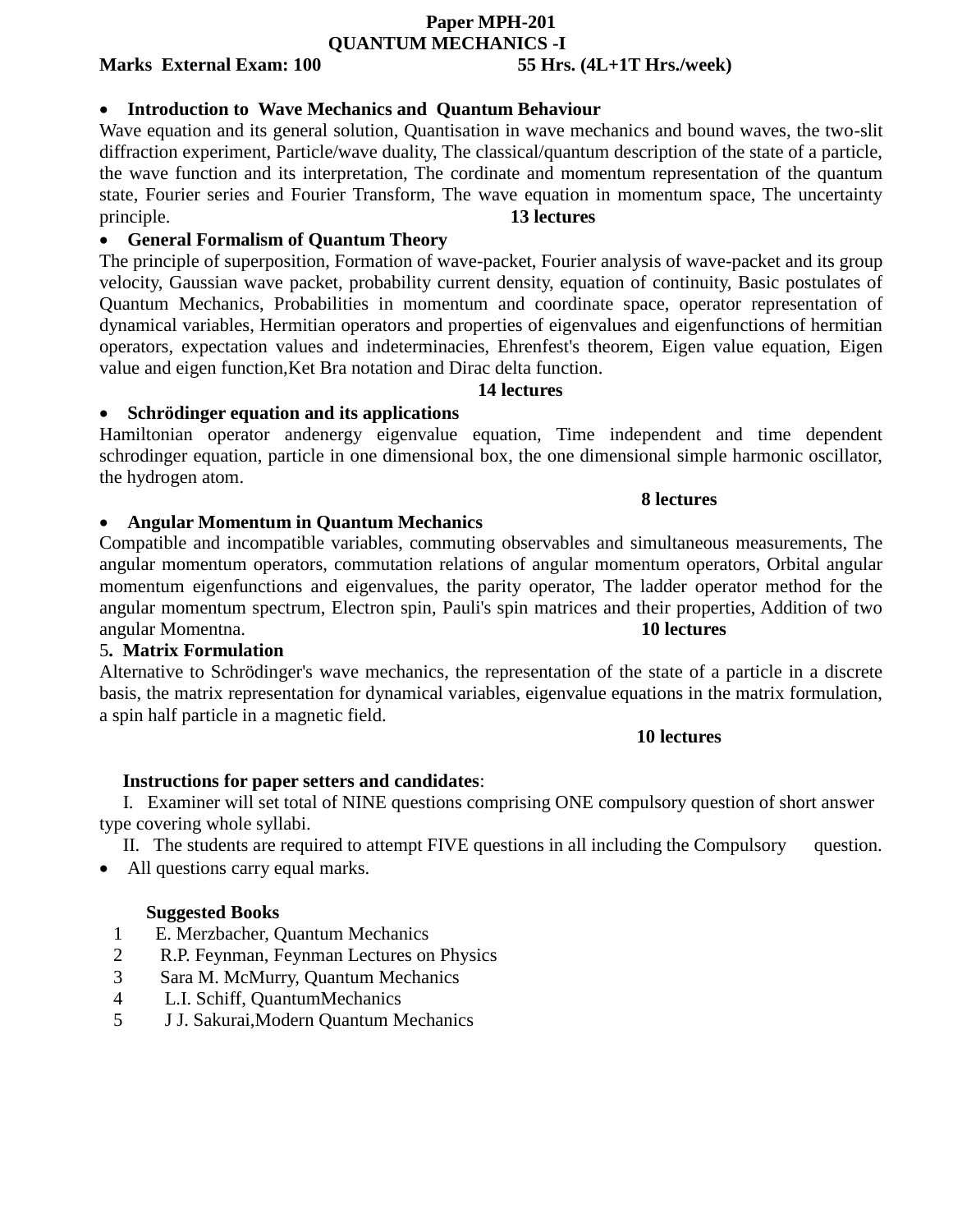**Paper MPH-201**

**QUANTUM MECHANICS -I**

**Marks External Exam: 100 55 Hrs. (4L+1T Hrs./week)**

- **Introduction to Wave Mechanics and Quantum Behaviour**

Wave equation and its general solution, Quantisation in wave mechanics and bound waves, the two-slit diffraction experiment, Particle/wave duality, The classical/quantum description of the state of a particle, the wave function and its interpretation, The cordinate and momentum representation of the quantum state, Fourier series and Fourier Transform, The wave equation in momentum space, The uncertainty principle. **13 lectures**

- **General Formalism of Quantum Theory**

The principle of superposition, Formation of wave-packet, Fourier analysis of wave-packet and its group velocity, Gaussian wave packet, probability current density, equation of continuity, Basic postulates of Quantum Mechanics, Probabilities in momentum and coordinate space, operator representation of dynamical variables, Hermitian operators and properties of eigenvalues and eigenfunctions of hermitian operators, expectation values and indeterminacies, Ehrenfest's theorem, Eigen value equation, Eigen value and eigen function,Ket Bra notation and Dirac delta function.

**14 lectures**

- **Schrödinger equation and its applications**

Hamiltonian operator andenergy eigenvalue equation, Time independent and time dependent schrodinger equation, particle in one dimensional box, the one dimensional simple harmonic oscillator, the hydrogen atom.

**8 lectures**

- **Angular Momentum in Quantum Mechanics**

Compatible and incompatible variables, commuting observables and simultaneous measurements, The angular momentum operators, commutation relations of angular momentum operators, Orbital angular momentum eigenfunctions and eigenvalues, the parity operator, The ladder operator method for the angular momentum spectrum, Electron spin, Pauli's spin matrices and their properties, Addition of two angular Momentna. **10 lectures**

5**. Matrix Formulation**

Alternative to Schrödinger's wave mechanics, the representation of the state of a particle in a discrete basis, the matrix representation for dynamical variables, eigenvalue equations in the matrix formulation, a spin half particle in a magnetic field.

**10 lectures**

**Instructions for paper setters and candidates**:

I. Examiner will set total of NINE questions comprising ONE compulsory question of short answer type covering whole syllabi.

II. The students are required to attempt FIVE questions in all including the Compulsory question.

- All questions carry equal marks.

**Suggested Books**

1. E. Merzbacher, Quantum Mechanics
2. R.P. Feynman, Feynman Lectures on Physics
3. Sara M. McMurry, Quantum Mechanics
4. L.I. Schiff, QuantumMechanics
5. J J. Sakurai,Modern Quantum Mechanics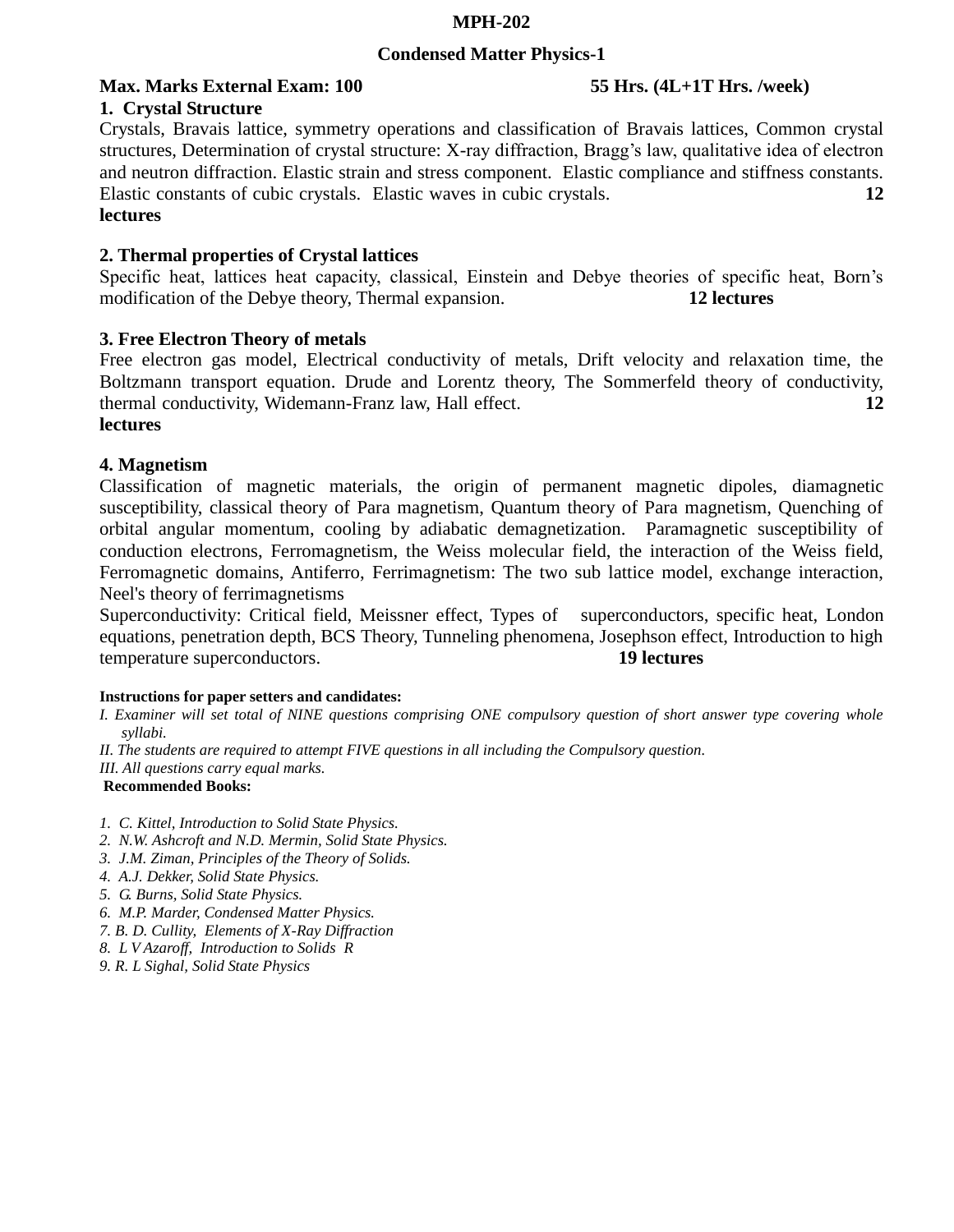# MPH-202

## Condensed Matter Physics-1

**Max. Marks External Exam: 100** **55 Hrs. (4L+1T Hrs. /week)**

### 1. Crystal Structure

Crystals, Bravais lattice, symmetry operations and classification of Bravais lattices, Common crystal structures, Determination of crystal structure: X-ray diffraction, Bragg's law, qualitative idea of electron and neutron diffraction. Elastic strain and stress component. Elastic compliance and stiffness constants. Elastic constants of cubic crystals. Elastic waves in cubic crystals. **12 lectures**

### 2. Thermal properties of Crystal lattices

Specific heat, lattices heat capacity, classical, Einstein and Debye theories of specific heat, Born's modification of the Debye theory, Thermal expansion. **12 lectures**

### 3. Free Electron Theory of metals

Free electron gas model, Electrical conductivity of metals, Drift velocity and relaxation time, the Boltzmann transport equation. Drude and Lorentz theory, The Sommerfeld theory of conductivity, thermal conductivity, Widemann-Franz law, Hall effect. **12 lectures**

### 4. Magnetism

Classification of magnetic materials, the origin of permanent magnetic dipoles, diamagnetic susceptibility, classical theory of Para magnetism, Quantum theory of Para magnetism, Quenching of orbital angular momentum, cooling by adiabatic demagnetization. Paramagnetic susceptibility of conduction electrons, Ferromagnetism, the Weiss molecular field, the interaction of the Weiss field, Ferromagnetic domains, Antiferro, Ferrimagnetism: The two sub lattice model, exchange interaction, Neel's theory of ferrimagnetisms

Superconductivity: Critical field, Meissner effect, Types of superconductors, specific heat, London equations, penetration depth, BCS Theory, Tunneling phenomena, Josephson effect, Introduction to high temperature superconductors. **19 lectures**

**Instructions for paper setters and candidates:**

*I. Examiner will set total of NINE questions comprising ONE compulsory question of short answer type covering whole syllabi.*

*II. The students are required to attempt FIVE questions in all including the Compulsory question.*

*III. All questions carry equal marks.*

**Recommended Books:**

1. *C. Kittel, Introduction to Solid State Physics.*
2. *N.W. Ashcroft and N.D. Mermin, Solid State Physics.*
3. *J.M. Ziman, Principles of the Theory of Solids.*
4. *A.J. Dekker, Solid State Physics.*
5. *G. Burns, Solid State Physics.*
6. *M.P. Marder, Condensed Matter Physics.*
7. *B. D. Cullity, Elements of X-Ray Diffraction*
8. *L V Azaroff, Introduction to Solids R*
9. *R. L Sighal, Solid State Physics*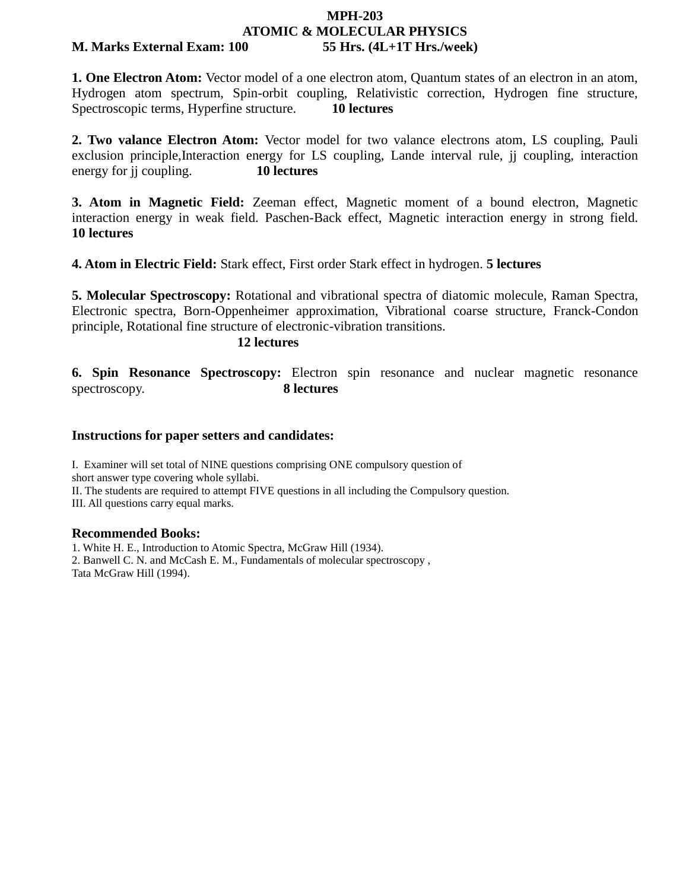# MPH-203

## ATOMIC & MOLECULAR PHYSICS

**M. Marks External Exam: 100** **55 Hrs. (4L+1T Hrs./week)**

**1. One Electron Atom:** Vector model of a one electron atom, Quantum states of an electron in an atom, Hydrogen atom spectrum, Spin-orbit coupling, Relativistic correction, Hydrogen fine structure, Spectroscopic terms, Hyperfine structure. **10 lectures**

**2. Two valance Electron Atom:** Vector model for two valance electrons atom, LS coupling, Pauli exclusion principle,Interaction energy for LS coupling, Lande interval rule, jj coupling, interaction energy for jj coupling. **10 lectures**

**3. Atom in Magnetic Field:** Zeeman effect, Magnetic moment of a bound electron, Magnetic interaction energy in weak field. Paschen-Back effect, Magnetic interaction energy in strong field. **10 lectures**

**4. Atom in Electric Field:** Stark effect, First order Stark effect in hydrogen. **5 lectures**

**5. Molecular Spectroscopy:** Rotational and vibrational spectra of diatomic molecule, Raman Spectra, Electronic spectra, Born-Oppenheimer approximation, Vibrational coarse structure, Franck-Condon principle, Rotational fine structure of electronic-vibration transitions. **12 lectures**

**6. Spin Resonance Spectroscopy:** Electron spin resonance and nuclear magnetic resonance spectroscopy. **8 lectures**

### Instructions for paper setters and candidates:

I. Examiner will set total of NINE questions comprising ONE compulsory question of short answer type covering whole syllabi.
II. The students are required to attempt FIVE questions in all including the Compulsory question.
III. All questions carry equal marks.

### Recommended Books:

1. White H. E., Introduction to Atomic Spectra, McGraw Hill (1934).
2. Banwell C. N. and McCash E. M., Fundamentals of molecular spectroscopy , Tata McGraw Hill (1994).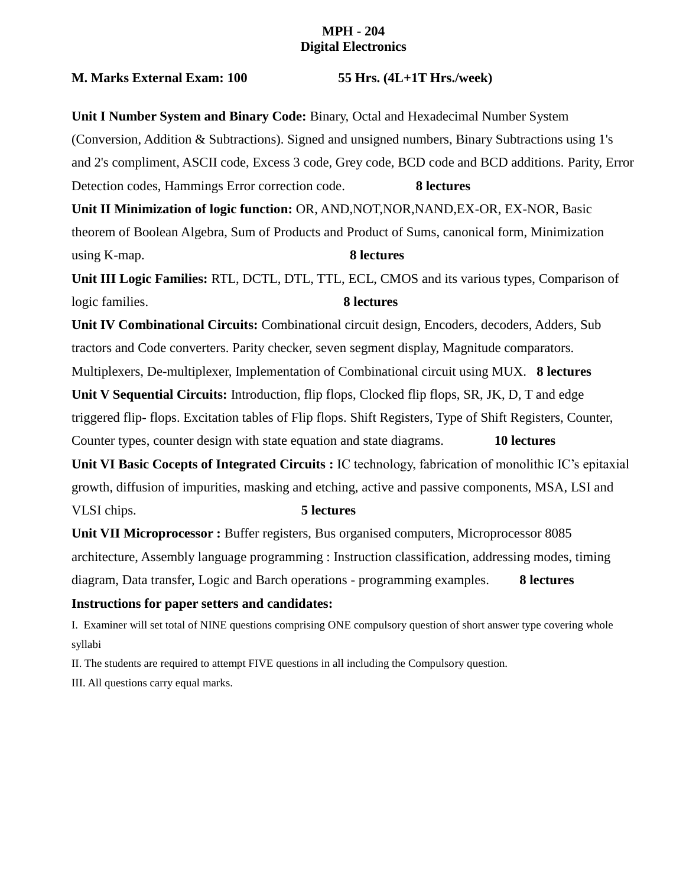# MPH - 204
## Digital Electronics

**M. Marks External Exam: 100** **55 Hrs. (4L+1T Hrs./week)**

**Unit I Number System and Binary Code:** Binary, Octal and Hexadecimal Number System (Conversion, Addition & Subtractions). Signed and unsigned numbers, Binary Subtractions using 1's and 2's compliment, ASCII code, Excess 3 code, Grey code, BCD code and BCD additions. Parity, Error Detection codes, Hammings Error correction code. **8 lectures**

**Unit II Minimization of logic function:** OR, AND,NOT,NOR,NAND,EX-OR, EX-NOR, Basic theorem of Boolean Algebra, Sum of Products and Product of Sums, canonical form, Minimization using K-map. **8 lectures**

**Unit III Logic Families:** RTL, DCTL, DTL, TTL, ECL, CMOS and its various types, Comparison of logic families. **8 lectures**

**Unit IV Combinational Circuits:** Combinational circuit design, Encoders, decoders, Adders, Sub tractors and Code converters. Parity checker, seven segment display, Magnitude comparators. Multiplexers, De-multiplexer, Implementation of Combinational circuit using MUX. **8 lectures**

**Unit V Sequential Circuits:** Introduction, flip flops, Clocked flip flops, SR, JK, D, T and edge triggered flip- flops. Excitation tables of Flip flops. Shift Registers, Type of Shift Registers, Counter, Counter types, counter design with state equation and state diagrams. **10 lectures**

**Unit VI Basic Cocepts of Integrated Circuits :** IC technology, fabrication of monolithic IC's epitaxial growth, diffusion of impurities, masking and etching, active and passive components, MSA, LSI and VLSI chips. **5 lectures**

**Unit VII Microprocessor :** Buffer registers, Bus organised computers, Microprocessor 8085 architecture, Assembly language programming : Instruction classification, addressing modes, timing diagram, Data transfer, Logic and Barch operations - programming examples. **8 lectures**

**Instructions for paper setters and candidates:**

I. Examiner will set total of NINE questions comprising ONE compulsory question of short answer type covering whole syllabi

II. The students are required to attempt FIVE questions in all including the Compulsory question.

III. All questions carry equal marks.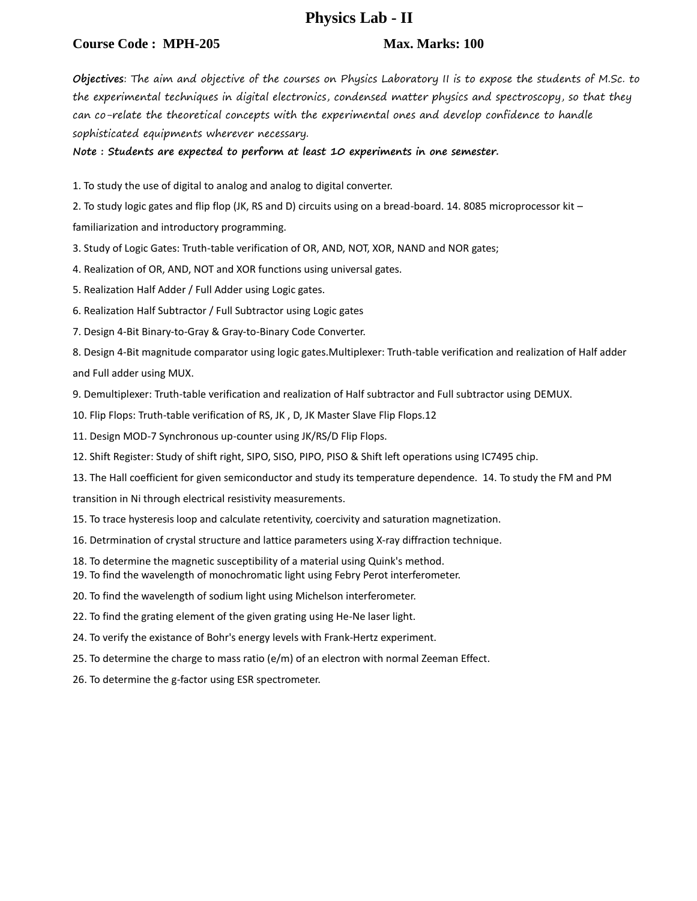# Physics Lab - II

**Course Code : MPH-205** **Max. Marks: 100**

***Objectives***: *The aim and objective of the courses on Physics Laboratory II is to expose the students of M.Sc. to the experimental techniques in digital electronics, condensed matter physics and spectroscopy, so that they can co-relate the theoretical concepts with the experimental ones and develop confidence to handle sophisticated equipments wherever necessary.*

***Note : Students are expected to perform at least 10 experiments in one semester.***

1. To study the use of digital to analog and analog to digital converter.
2. To study logic gates and flip flop (JK, RS and D) circuits using on a bread-board. 14. 8085 microprocessor kit – familiarization and introductory programming.
3. Study of Logic Gates: Truth-table verification of OR, AND, NOT, XOR, NAND and NOR gates;
4. Realization of OR, AND, NOT and XOR functions using universal gates.
5. Realization Half Adder / Full Adder using Logic gates.
6. Realization Half Subtractor / Full Subtractor using Logic gates
7. Design 4-Bit Binary-to-Gray & Gray-to-Binary Code Converter.
8. Design 4-Bit magnitude comparator using logic gates.Multiplexer: Truth-table verification and realization of Half adder and Full adder using MUX.
9. Demultiplexer: Truth-table verification and realization of Half subtractor and Full subtractor using DEMUX.
10. Flip Flops: Truth-table verification of RS, JK , D, JK Master Slave Flip Flops.12
11. Design MOD-7 Synchronous up-counter using JK/RS/D Flip Flops.
12. Shift Register: Study of shift right, SIPO, SISO, PIPO, PISO & Shift left operations using IC7495 chip.
13. The Hall coefficient for given semiconductor and study its temperature dependence. 14. To study the FM and PM transition in Ni through electrical resistivity measurements.
15. To trace hysteresis loop and calculate retentivity, coercivity and saturation magnetization.
16. Detrmination of crystal structure and lattice parameters using X-ray diffraction technique.
18. To determine the magnetic susceptibility of a material using Quink's method.
19. To find the wavelength of monochromatic light using Febry Perot interferometer.
20. To find the wavelength of sodium light using Michelson interferometer.
22. To find the grating element of the given grating using He-Ne laser light.
24. To verify the existance of Bohr's energy levels with Frank-Hertz experiment.
25. To determine the charge to mass ratio (e/m) of an electron with normal Zeeman Effect.
26. To determine the g-factor using ESR spectrometer.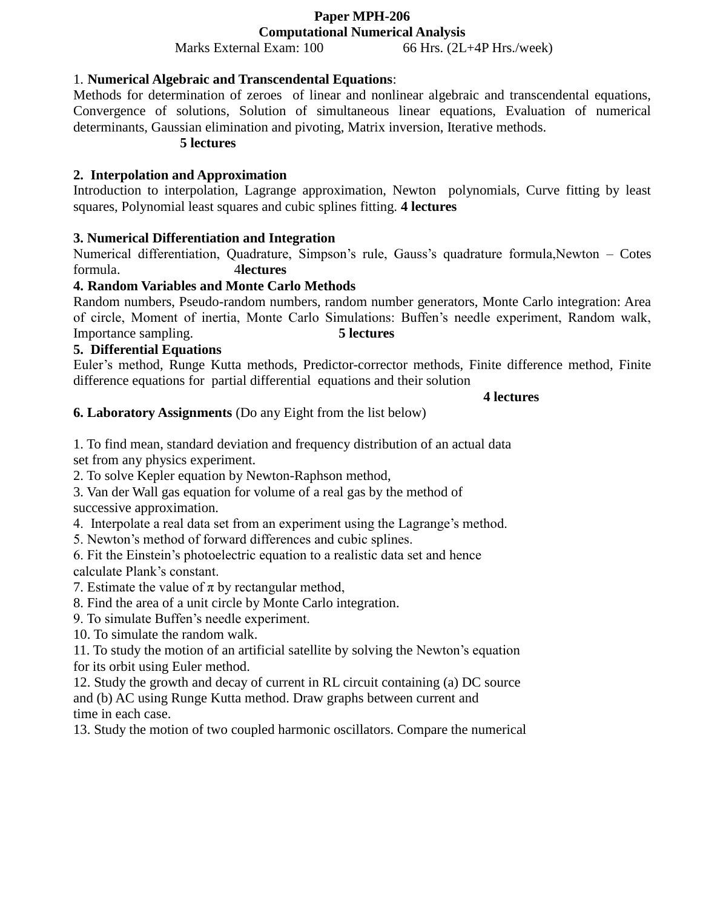**Paper MPH-206**

**Computational Numerical Analysis**

Marks External Exam: 100 66 Hrs. (2L+4P Hrs./week)

1. **Numerical Algebraic and Transcendental Equations**:

Methods for determination of zeroes of linear and nonlinear algebraic and transcendental equations, Convergence of solutions, Solution of simultaneous linear equations, Evaluation of numerical determinants, Gaussian elimination and pivoting, Matrix inversion, Iterative methods.

**5 lectures**

**2. Interpolation and Approximation**

Introduction to interpolation, Lagrange approximation, Newton polynomials, Curve fitting by least squares, Polynomial least squares and cubic splines fitting. **4 lectures**

**3. Numerical Differentiation and Integration**

Numerical differentiation, Quadrature, Simpson's rule, Gauss's quadrature formula,Newton – Cotes formula. 4**lectures**

**4. Random Variables and Monte Carlo Methods**

Random numbers, Pseudo-random numbers, random number generators, Monte Carlo integration: Area of circle, Moment of inertia, Monte Carlo Simulations: Buffen's needle experiment, Random walk, Importance sampling. **5 lectures**

**5. Differential Equations**

Euler's method, Runge Kutta methods, Predictor-corrector methods, Finite difference method, Finite difference equations for partial differential equations and their solution

**4 lectures**

**6. Laboratory Assignments** (Do any Eight from the list below)

1. To find mean, standard deviation and frequency distribution of an actual data set from any physics experiment.
2. To solve Kepler equation by Newton-Raphson method,
3. Van der Wall gas equation for volume of a real gas by the method of successive approximation.
4. Interpolate a real data set from an experiment using the Lagrange's method.
5. Newton's method of forward differences and cubic splines.
6. Fit the Einstein's photoelectric equation to a realistic data set and hence calculate Plank's constant.
7. Estimate the value of $\pi$ by rectangular method,
8. Find the area of a unit circle by Monte Carlo integration.
9. To simulate Buffen's needle experiment.
10. To simulate the random walk.
11. To study the motion of an artificial satellite by solving the Newton's equation for its orbit using Euler method.
12. Study the growth and decay of current in RL circuit containing (a) DC source and (b) AC using Runge Kutta method. Draw graphs between current and time in each case.
13. Study the motion of two coupled harmonic oscillators. Compare the numerical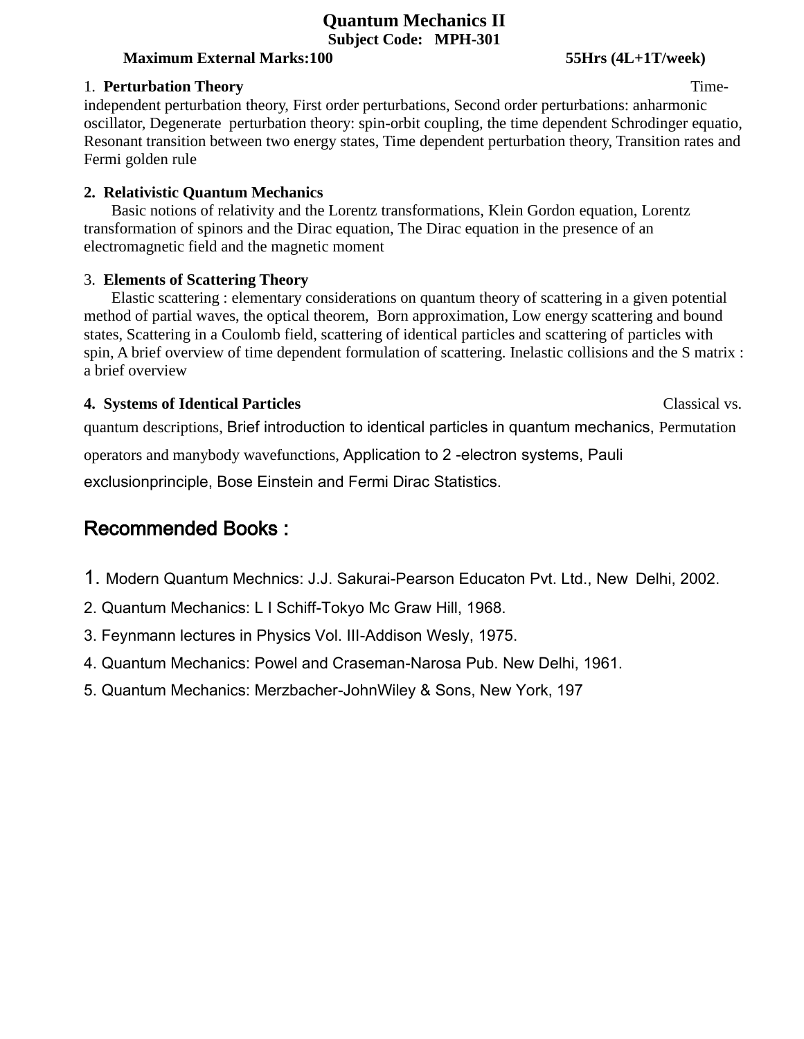# Quantum Mechanics II

**Subject Code: MPH-301**

**Maximum External Marks:100** **55Hrs (4L+1T/week)**

1. **Perturbation Theory**

Time-independent perturbation theory, First order perturbations, Second order perturbations: anharmonic oscillator, Degenerate perturbation theory: spin-orbit coupling, the time dependent Schrodinger equatio, Resonant transition between two energy states, Time dependent perturbation theory, Transition rates and Fermi golden rule

2. **Relativistic Quantum Mechanics**

Basic notions of relativity and the Lorentz transformations, Klein Gordon equation, Lorentz transformation of spinors and the Dirac equation, The Dirac equation in the presence of an electromagnetic field and the magnetic moment

3. **Elements of Scattering Theory**

Elastic scattering : elementary considerations on quantum theory of scattering in a given potential method of partial waves, the optical theorem, Born approximation, Low energy scattering and bound states, Scattering in a Coulomb field, scattering of identical particles and scattering of particles with spin, A brief overview of time dependent formulation of scattering. Inelastic collisions and the S matrix : a brief overview

4. **Systems of Identical Particles**

Classical vs. quantum descriptions, Brief introduction to identical particles in quantum mechanics, Permutation operators and manybody wavefunctions, Application to 2 -electron systems, Pauli exclusionprinciple, Bose Einstein and Fermi Dirac Statistics.

## Recommended Books :

1. Modern Quantum Mechnics: J.J. Sakurai-Pearson Educaton Pvt. Ltd., New Delhi, 2002.
2. Quantum Mechanics: L I Schiff-Tokyo Mc Graw Hill, 1968.
3. Feynmann lectures in Physics Vol. III-Addison Wesly, 1975.
4. Quantum Mechanics: Powel and Craseman-Narosa Pub. New Delhi, 1961.
5. Quantum Mechanics: Merzbacher-JohnWiley & Sons, New York, 197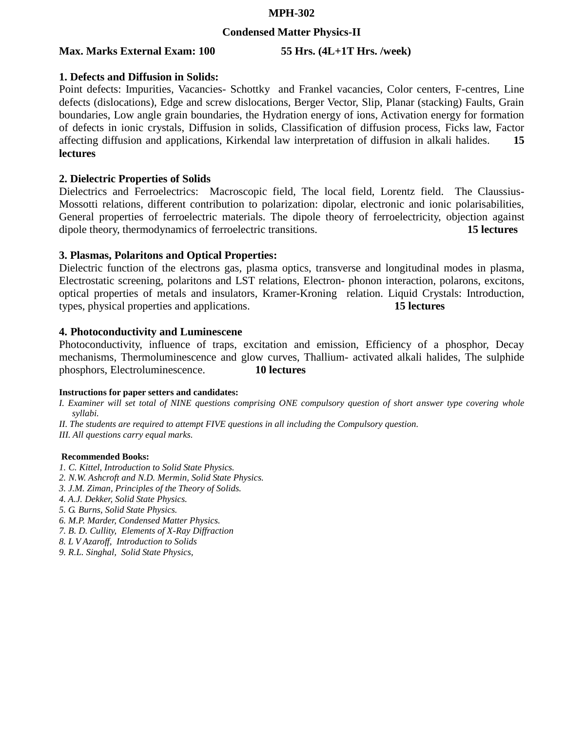# MPH-302

## Condensed Matter Physics-II

**Max. Marks External Exam: 100** **55 Hrs. (4L+1T Hrs. /week)**

### 1. Defects and Diffusion in Solids:

Point defects: Impurities, Vacancies- Schottky and Frankel vacancies, Color centers, F-centres, Line defects (dislocations), Edge and screw dislocations, Berger Vector, Slip, Planar (stacking) Faults, Grain boundaries, Low angle grain boundaries, the Hydration energy of ions, Activation energy for formation of defects in ionic crystals, Diffusion in solids, Classification of diffusion process, Ficks law, Factor affecting diffusion and applications, Kirkendal law interpretation of diffusion in alkali halides. **15 lectures**

### 2. Dielectric Properties of Solids

Dielectrics and Ferroelectrics: Macroscopic field, The local field, Lorentz field. The Claussius-Mossotti relations, different contribution to polarization: dipolar, electronic and ionic polarisabilities, General properties of ferroelectric materials. The dipole theory of ferroelectricity, objection against dipole theory, thermodynamics of ferroelectric transitions. **15 lectures**

### 3. Plasmas, Polaritons and Optical Properties:

Dielectric function of the electrons gas, plasma optics, transverse and longitudinal modes in plasma, Electrostatic screening, polaritons and LST relations, Electron- phonon interaction, polarons, excitons, optical properties of metals and insulators, Kramer-Kroning relation. Liquid Crystals: Introduction, types, physical properties and applications. **15 lectures**

### 4. Photoconductivity and Luminescene

Photoconductivity, influence of traps, excitation and emission, Efficiency of a phosphor, Decay mechanisms, Thermoluminescence and glow curves, Thallium- activated alkali halides, The sulphide phosphors, Electroluminescence. **10 lectures**

**Instructions for paper setters and candidates:**

*I. Examiner will set total of NINE questions comprising ONE compulsory question of short answer type covering whole syllabi.*

*II. The students are required to attempt FIVE questions in all including the Compulsory question.*

*III. All questions carry equal marks.*

**Recommended Books:**

*1. C. Kittel, Introduction to Solid State Physics.*
*2. N.W. Ashcroft and N.D. Mermin, Solid State Physics.*
*3. J.M. Ziman, Principles of the Theory of Solids.*
*4. A.J. Dekker, Solid State Physics.*
*5. G. Burns, Solid State Physics.*
*6. M.P. Marder, Condensed Matter Physics.*
*7. B. D. Cullity, Elements of X-Ray Diffraction*
*8. L V Azaroff, Introduction to Solids*
*9. R.L. Singhal, Solid State Physics,*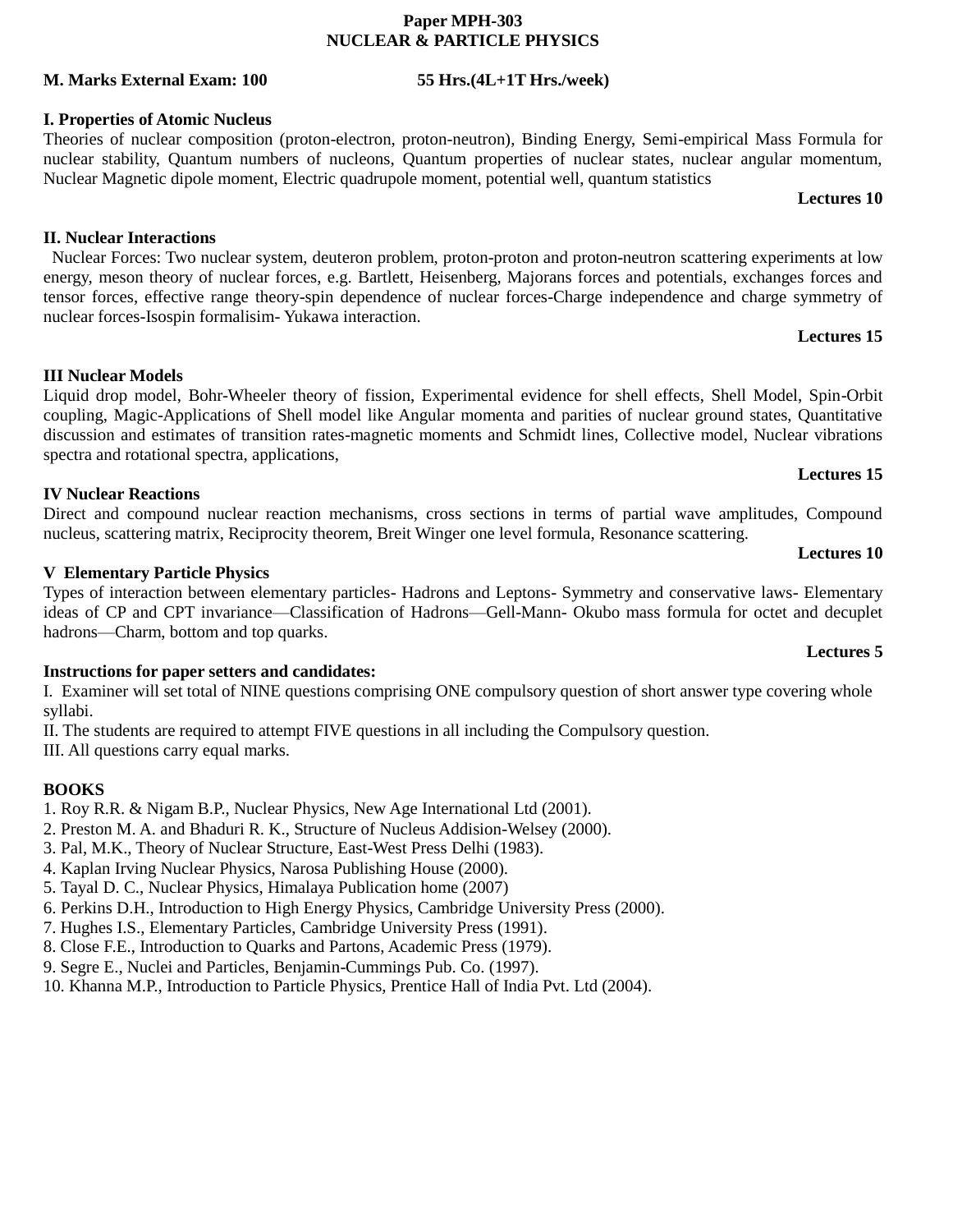**Paper MPH-303**
**NUCLEAR & PARTICLE PHYSICS**

**M. Marks External Exam: 100** **55 Hrs.(4L+1T Hrs./week)**

**I. Properties of Atomic Nucleus**

Theories of nuclear composition (proton-electron, proton-neutron), Binding Energy, Semi-empirical Mass Formula for nuclear stability, Quantum numbers of nucleons, Quantum properties of nuclear states, nuclear angular momentum, Nuclear Magnetic dipole moment, Electric quadrupole moment, potential well, quantum statistics

**Lectures 10**

**II. Nuclear Interactions**

Nuclear Forces: Two nuclear system, deuteron problem, proton-proton and proton-neutron scattering experiments at low energy, meson theory of nuclear forces, e.g. Bartlett, Heisenberg, Majorans forces and potentials, exchanges forces and tensor forces, effective range theory-spin dependence of nuclear forces-Charge independence and charge symmetry of nuclear forces-Isospin formalisim- Yukawa interaction.

**Lectures 15**

**III Nuclear Models**

Liquid drop model, Bohr-Wheeler theory of fission, Experimental evidence for shell effects, Shell Model, Spin-Orbit coupling, Magic-Applications of Shell model like Angular momenta and parities of nuclear ground states, Quantitative discussion and estimates of transition rates-magnetic moments and Schmidt lines, Collective model, Nuclear vibrations spectra and rotational spectra, applications,

**Lectures 15**

**IV Nuclear Reactions**

Direct and compound nuclear reaction mechanisms, cross sections in terms of partial wave amplitudes, Compound nucleus, scattering matrix, Reciprocity theorem, Breit Winger one level formula, Resonance scattering.

**Lectures 10**

**V Elementary Particle Physics**

Types of interaction between elementary particles- Hadrons and Leptons- Symmetry and conservative laws- Elementary ideas of CP and CPT invariance—Classification of Hadrons—Gell-Mann- Okubo mass formula for octet and decuplet hadrons—Charm, bottom and top quarks.

**Lectures 5**

**Instructions for paper setters and candidates:**

I. Examiner will set total of NINE questions comprising ONE compulsory question of short answer type covering whole syllabi.

II. The students are required to attempt FIVE questions in all including the Compulsory question.

III. All questions carry equal marks.

**BOOKS**

1. Roy R.R. & Nigam B.P., Nuclear Physics, New Age International Ltd (2001).
2. Preston M. A. and Bhaduri R. K., Structure of Nucleus Addision-Welsey (2000).
3. Pal, M.K., Theory of Nuclear Structure, East-West Press Delhi (1983).
4. Kaplan Irving Nuclear Physics, Narosa Publishing House (2000).
5. Tayal D. C., Nuclear Physics, Himalaya Publication home (2007)
6. Perkins D.H., Introduction to High Energy Physics, Cambridge University Press (2000).
7. Hughes I.S., Elementary Particles, Cambridge University Press (1991).
8. Close F.E., Introduction to Quarks and Partons, Academic Press (1979).
9. Segre E., Nuclei and Particles, Benjamin-Cummings Pub. Co. (1997).
10. Khanna M.P., Introduction to Particle Physics, Prentice Hall of India Pvt. Ltd (2004).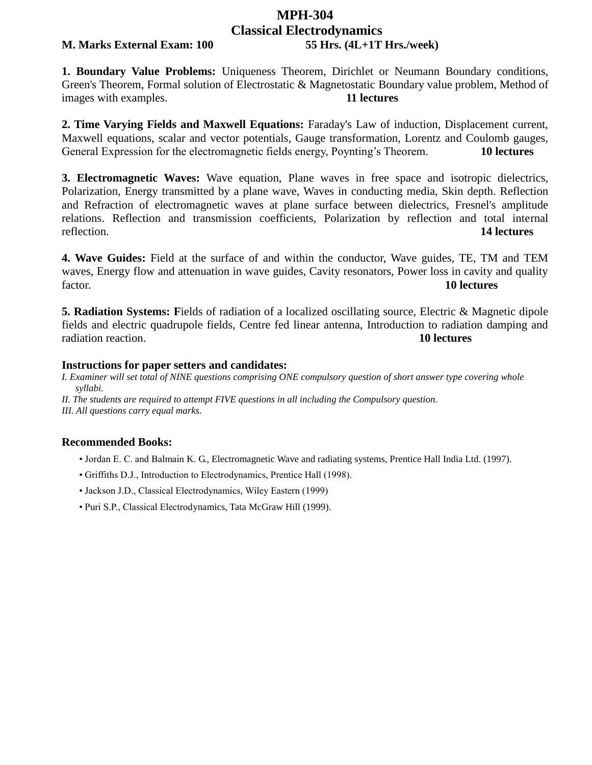# MPH-304
# Classical Electrodynamics

**M. Marks External Exam: 100** **55 Hrs. (4L+1T Hrs./week)**

**1. Boundary Value Problems:** Uniqueness Theorem, Dirichlet or Neumann Boundary conditions, Green's Theorem, Formal solution of Electrostatic & Magnetostatic Boundary value problem, Method of images with examples. **11 lectures**

**2. Time Varying Fields and Maxwell Equations:** Faraday's Law of induction, Displacement current, Maxwell equations, scalar and vector potentials, Gauge transformation, Lorentz and Coulomb gauges, General Expression for the electromagnetic fields energy, Poynting's Theorem. **10 lectures**

**3. Electromagnetic Waves:** Wave equation, Plane waves in free space and isotropic dielectrics, Polarization, Energy transmitted by a plane wave, Waves in conducting media, Skin depth. Reflection and Refraction of electromagnetic waves at plane surface between dielectrics, Fresnel's amplitude relations. Reflection and transmission coefficients, Polarization by reflection and total internal reflection. **14 lectures**

**4. Wave Guides:** Field at the surface of and within the conductor, Wave guides, TE, TM and TEM waves, Energy flow and attenuation in wave guides, Cavity resonators, Power loss in cavity and quality factor. **10 lectures**

**5. Radiation Systems: F**ields of radiation of a localized oscillating source, Electric & Magnetic dipole fields and electric quadrupole fields, Centre fed linear antenna, Introduction to radiation damping and radiation reaction. **10 lectures**

### Instructions for paper setters and candidates:

*I. Examiner will set total of NINE questions comprising ONE compulsory question of short answer type covering whole syllabi.*
*II. The students are required to attempt FIVE questions in all including the Compulsory question.*
*III. All questions carry equal marks.*

### Recommended Books:

- Jordan E. C. and Balmain K. G., Electromagnetic Wave and radiating systems, Prentice Hall India Ltd. (1997).
- Griffiths D.J., Introduction to Electrodynamics, Prentice Hall (1998).
- Jackson J.D., Classical Electrodynamics, Wiley Eastern (1999)
- Puri S.P., Classical Electrodynamics, Tata McGraw Hill (1999).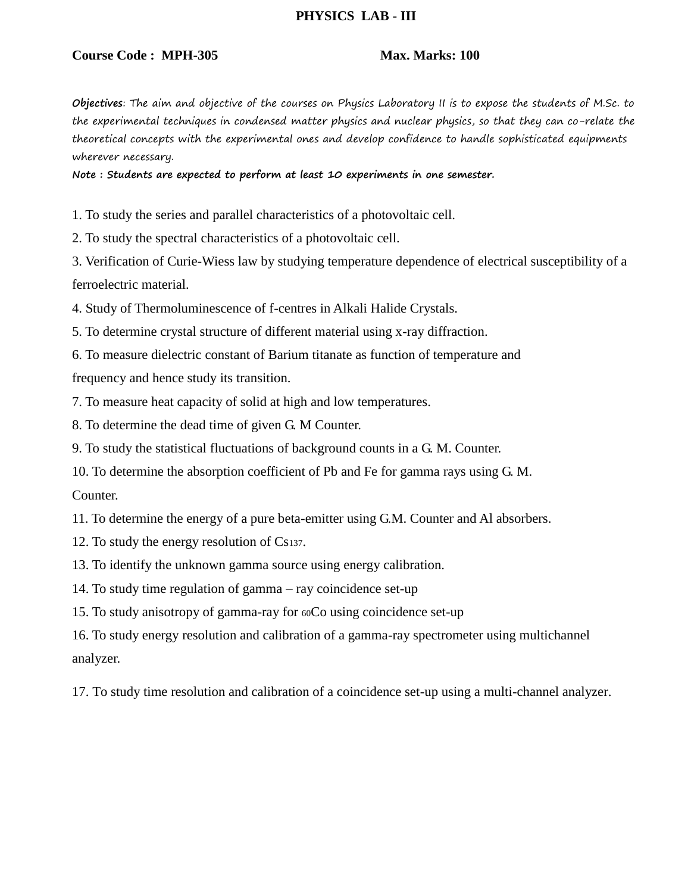# PHYSICS LAB - III

**Course Code : MPH-305** **Max. Marks: 100**

**Objectives**: The aim and objective of the courses on Physics Laboratory II is to expose the students of M.Sc. to the experimental techniques in condensed matter physics and nuclear physics, so that they can co-relate the theoretical concepts with the experimental ones and develop confidence to handle sophisticated equipments wherever necessary.

**Note : Students are expected to perform at least 10 experiments in one semester.**

1. To study the series and parallel characteristics of a photovoltaic cell.
2. To study the spectral characteristics of a photovoltaic cell.
3. Verification of Curie-Wiess law by studying temperature dependence of electrical susceptibility of a ferroelectric material.
4. Study of Thermoluminescence of f-centres in Alkali Halide Crystals.
5. To determine crystal structure of different material using x-ray diffraction.
6. To measure dielectric constant of Barium titanate as function of temperature and frequency and hence study its transition.
7. To measure heat capacity of solid at high and low temperatures.
8. To determine the dead time of given G. M Counter.
9. To study the statistical fluctuations of background counts in a G. M. Counter.
10. To determine the absorption coefficient of Pb and Fe for gamma rays using G. M. Counter.
11. To determine the energy of a pure beta-emitter using G.M. Counter and Al absorbers.
12. To study the energy resolution of $Cs_{137}$.
13. To identify the unknown gamma source using energy calibration.
14. To study time regulation of gamma – ray coincidence set-up
15. To study anisotropy of gamma-ray for $_{60}Co$ using coincidence set-up
16. To study energy resolution and calibration of a gamma-ray spectrometer using multichannel analyzer.
17. To study time resolution and calibration of a coincidence set-up using a multi-channel analyzer.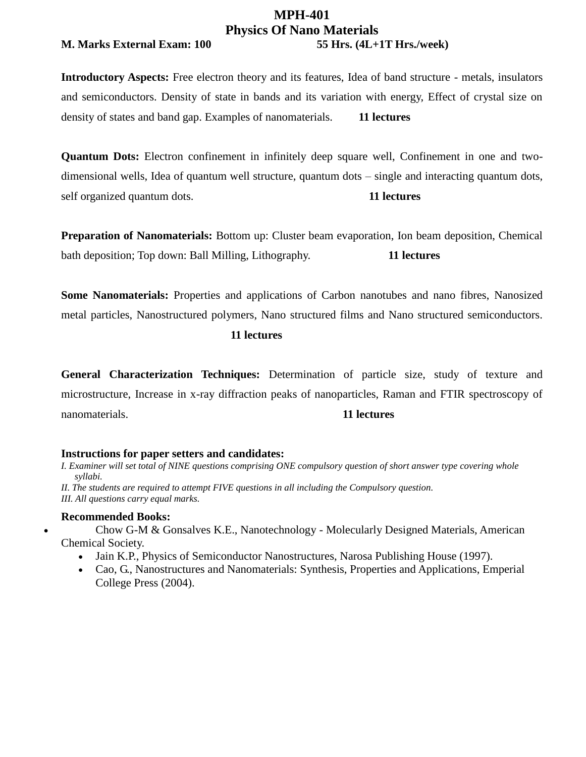# MPH-401

## Physics Of Nano Materials

**M. Marks External Exam: 100** **55 Hrs. (4L+1T Hrs./week)**

**Introductory Aspects:** Free electron theory and its features, Idea of band structure - metals, insulators and semiconductors. Density of state in bands and its variation with energy, Effect of crystal size on density of states and band gap. Examples of nanomaterials. **11 lectures**

**Quantum Dots:** Electron confinement in infinitely deep square well, Confinement in one and two-dimensional wells, Idea of quantum well structure, quantum dots – single and interacting quantum dots, self organized quantum dots. **11 lectures**

**Preparation of Nanomaterials:** Bottom up: Cluster beam evaporation, Ion beam deposition, Chemical bath deposition; Top down: Ball Milling, Lithography. **11 lectures**

**Some Nanomaterials:** Properties and applications of Carbon nanotubes and nano fibres, Nanosized metal particles, Nanostructured polymers, Nano structured films and Nano structured semiconductors. **11 lectures**

**General Characterization Techniques:** Determination of particle size, study of texture and microstructure, Increase in x-ray diffraction peaks of nanoparticles, Raman and FTIR spectroscopy of nanomaterials. **11 lectures**

**Instructions for paper setters and candidates:**

*I. Examiner will set total of NINE questions comprising ONE compulsory question of short answer type covering whole syllabi.*

*II. The students are required to attempt FIVE questions in all including the Compulsory question.*

*III. All questions carry equal marks.*

**Recommended Books:**

- Chow G-M & Gonsalves K.E., Nanotechnology - Molecularly Designed Materials, American Chemical Society.
- Jain K.P., Physics of Semiconductor Nanostructures, Narosa Publishing House (1997).
- Cao, G., Nanostructures and Nanomaterials: Synthesis, Properties and Applications, Emperial College Press (2004).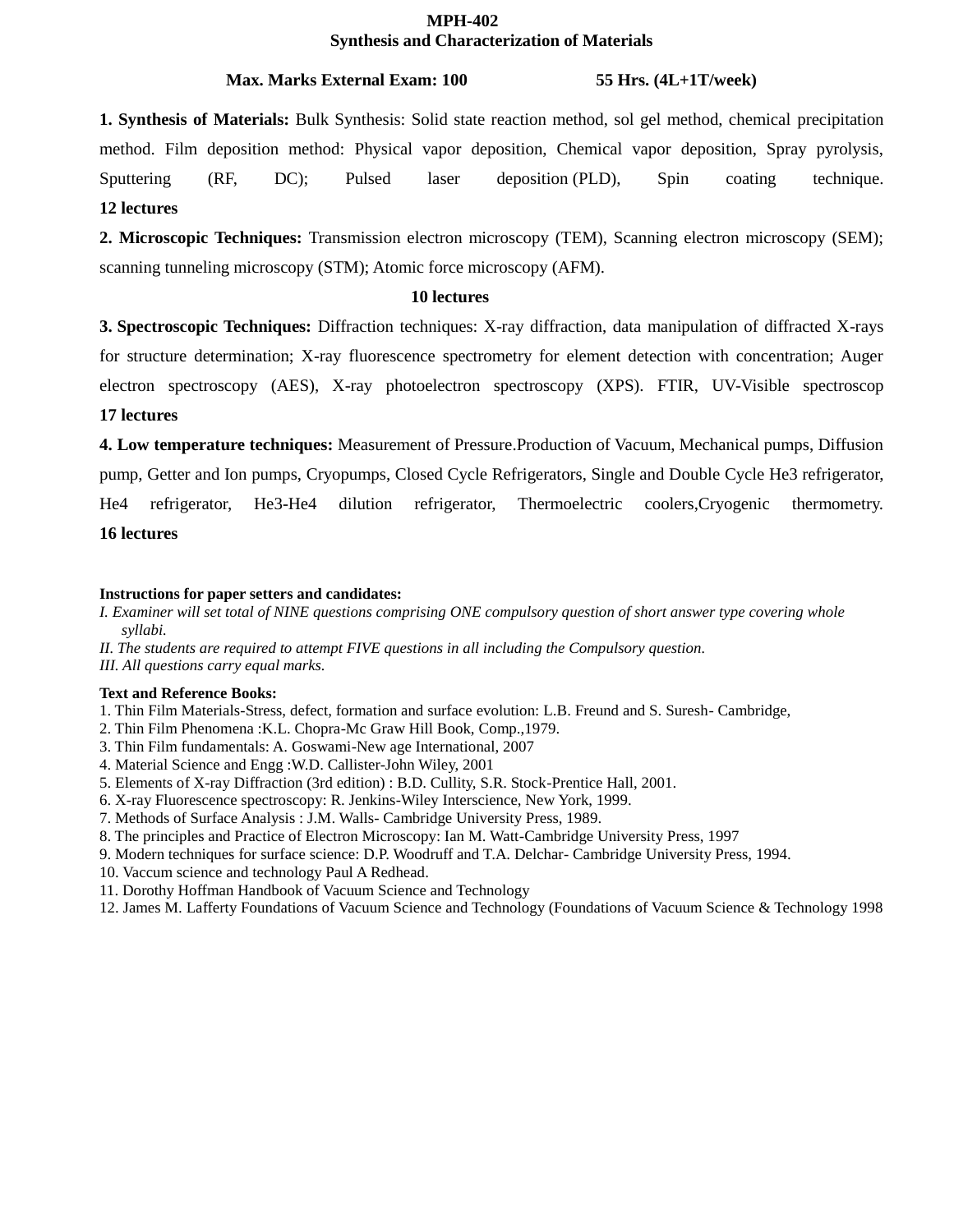# MPH-402
## Synthesis and Characterization of Materials

**Max. Marks External Exam: 100** **55 Hrs. (4L+1T/week)**

**1. Synthesis of Materials:** Bulk Synthesis: Solid state reaction method, sol gel method, chemical precipitation method. Film deposition method: Physical vapor deposition, Chemical vapor deposition, Spray pyrolysis, Sputtering (RF, DC); Pulsed laser deposition (PLD), Spin coating technique.
**12 lectures**

**2. Microscopic Techniques:** Transmission electron microscopy (TEM), Scanning electron microscopy (SEM); scanning tunneling microscopy (STM); Atomic force microscopy (AFM).
**10 lectures**

**3. Spectroscopic Techniques:** Diffraction techniques: X-ray diffraction, data manipulation of diffracted X-rays for structure determination; X-ray fluorescence spectrometry for element detection with concentration; Auger electron spectroscopy (AES), X-ray photoelectron spectroscopy (XPS). FTIR, UV-Visible spectroscop
**17 lectures**

**4. Low temperature techniques:** Measurement of Pressure.Production of Vacuum, Mechanical pumps, Diffusion pump, Getter and Ion pumps, Cryopumps, Closed Cycle Refrigerators, Single and Double Cycle He3 refrigerator, He4 refrigerator, He3-He4 dilution refrigerator, Thermoelectric coolers,Cryogenic thermometry.
**16 lectures**

**Instructions for paper setters and candidates:**

*I. Examiner will set total of NINE questions comprising ONE compulsory question of short answer type covering whole syllabi.*
*II. The students are required to attempt FIVE questions in all including the Compulsory question.*
*III. All questions carry equal marks.*

**Text and Reference Books:**

1. Thin Film Materials-Stress, defect, formation and surface evolution: L.B. Freund and S. Suresh- Cambridge,
2. Thin Film Phenomena :K.L. Chopra-Mc Graw Hill Book, Comp.,1979.
3. Thin Film fundamentals: A. Goswami-New age International, 2007
4. Material Science and Engg :W.D. Callister-John Wiley, 2001
5. Elements of X-ray Diffraction (3rd edition) : B.D. Cullity, S.R. Stock-Prentice Hall, 2001.
6. X-ray Fluorescence spectroscopy: R. Jenkins-Wiley Interscience, New York, 1999.
7. Methods of Surface Analysis : J.M. Walls- Cambridge University Press, 1989.
8. The principles and Practice of Electron Microscopy: Ian M. Watt-Cambridge University Press, 1997
9. Modern techniques for surface science: D.P. Woodruff and T.A. Delchar- Cambridge University Press, 1994.
10. Vaccum science and technology Paul A Redhead.
11. Dorothy Hoffman Handbook of Vacuum Science and Technology
12. James M. Lafferty Foundations of Vacuum Science and Technology (Foundations of Vacuum Science & Technology 1998